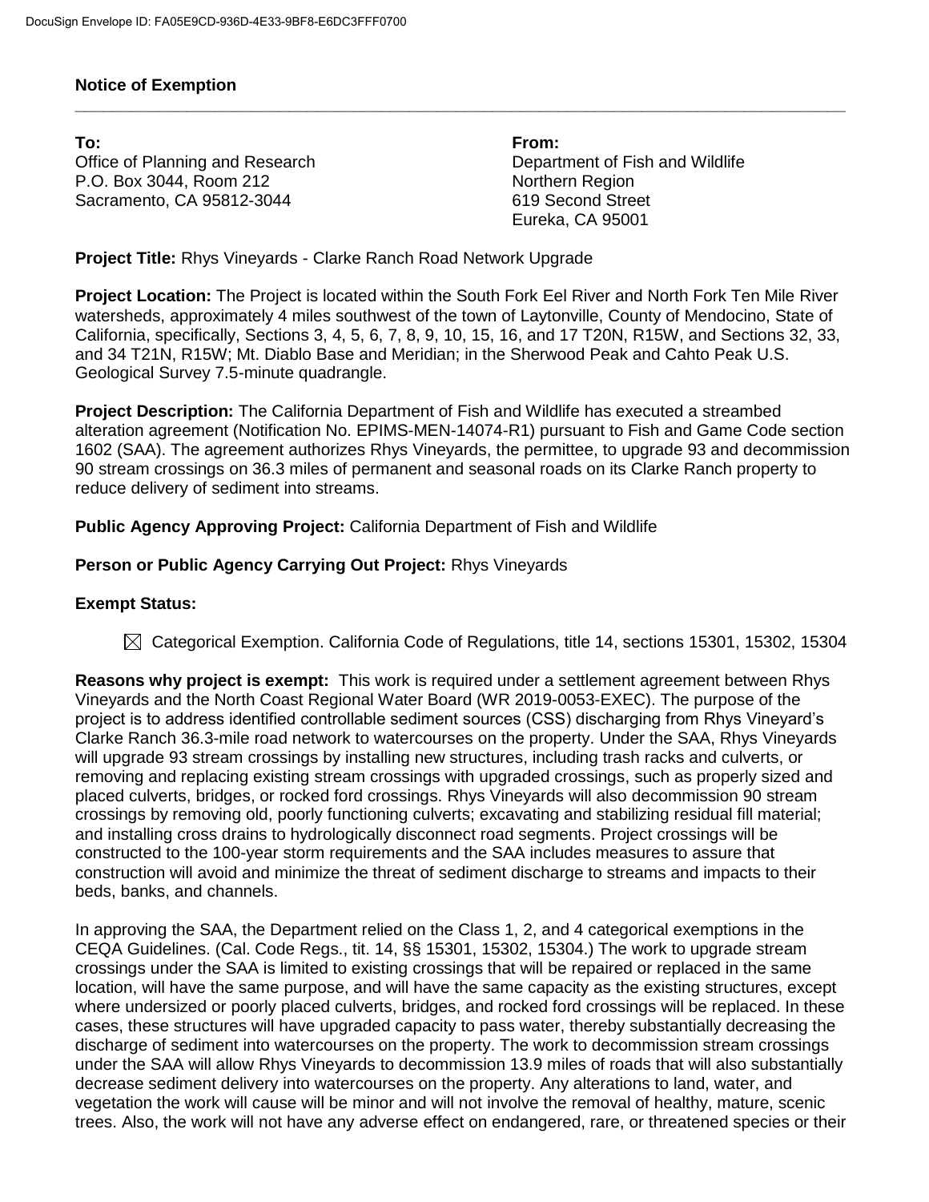**Notice of Exemption**

---

**To:**
Office of Planning and Research
P.O. Box 3044, Room 212
Sacramento, CA 95812-3044

**From:**
Department of Fish and Wildlife
Northern Region
619 Second Street
Eureka, CA 95001

**Project Title:** Rhys Vineyards - Clarke Ranch Road Network Upgrade

**Project Location:** The Project is located within the South Fork Eel River and North Fork Ten Mile River watersheds, approximately 4 miles southwest of the town of Laytonville, County of Mendocino, State of California, specifically, Sections 3, 4, 5, 6, 7, 8, 9, 10, 15, 16, and 17 T20N, R15W, and Sections 32, 33, and 34 T21N, R15W; Mt. Diablo Base and Meridian; in the Sherwood Peak and Cahto Peak U.S. Geological Survey 7.5-minute quadrangle.

**Project Description:** The California Department of Fish and Wildlife has executed a streambed alteration agreement (Notification No. EPIMS-MEN-14074-R1) pursuant to Fish and Game Code section 1602 (SAA). The agreement authorizes Rhys Vineyards, the permittee, to upgrade 93 and decommission 90 stream crossings on 36.3 miles of permanent and seasonal roads on its Clarke Ranch property to reduce delivery of sediment into streams.

**Public Agency Approving Project:** California Department of Fish and Wildlife

**Person or Public Agency Carrying Out Project:** Rhys Vineyards

**Exempt Status:**

☒ Categorical Exemption. California Code of Regulations, title 14, sections 15301, 15302, 15304

**Reasons why project is exempt:** This work is required under a settlement agreement between Rhys Vineyards and the North Coast Regional Water Board (WR 2019-0053-EXEC). The purpose of the project is to address identified controllable sediment sources (CSS) discharging from Rhys Vineyard's Clarke Ranch 36.3-mile road network to watercourses on the property. Under the SAA, Rhys Vineyards will upgrade 93 stream crossings by installing new structures, including trash racks and culverts, or removing and replacing existing stream crossings with upgraded crossings, such as properly sized and placed culverts, bridges, or rocked ford crossings. Rhys Vineyards will also decommission 90 stream crossings by removing old, poorly functioning culverts; excavating and stabilizing residual fill material; and installing cross drains to hydrologically disconnect road segments. Project crossings will be constructed to the 100-year storm requirements and the SAA includes measures to assure that construction will avoid and minimize the threat of sediment discharge to streams and impacts to their beds, banks, and channels.

In approving the SAA, the Department relied on the Class 1, 2, and 4 categorical exemptions in the CEQA Guidelines. (Cal. Code Regs., tit. 14, §§ 15301, 15302, 15304.) The work to upgrade stream crossings under the SAA is limited to existing crossings that will be repaired or replaced in the same location, will have the same purpose, and will have the same capacity as the existing structures, except where undersized or poorly placed culverts, bridges, and rocked ford crossings will be replaced. In these cases, these structures will have upgraded capacity to pass water, thereby substantially decreasing the discharge of sediment into watercourses on the property. The work to decommission stream crossings under the SAA will allow Rhys Vineyards to decommission 13.9 miles of roads that will also substantially decrease sediment delivery into watercourses on the property. Any alterations to land, water, and vegetation the work will cause will be minor and will not involve the removal of healthy, mature, scenic trees. Also, the work will not have any adverse effect on endangered, rare, or threatened species or their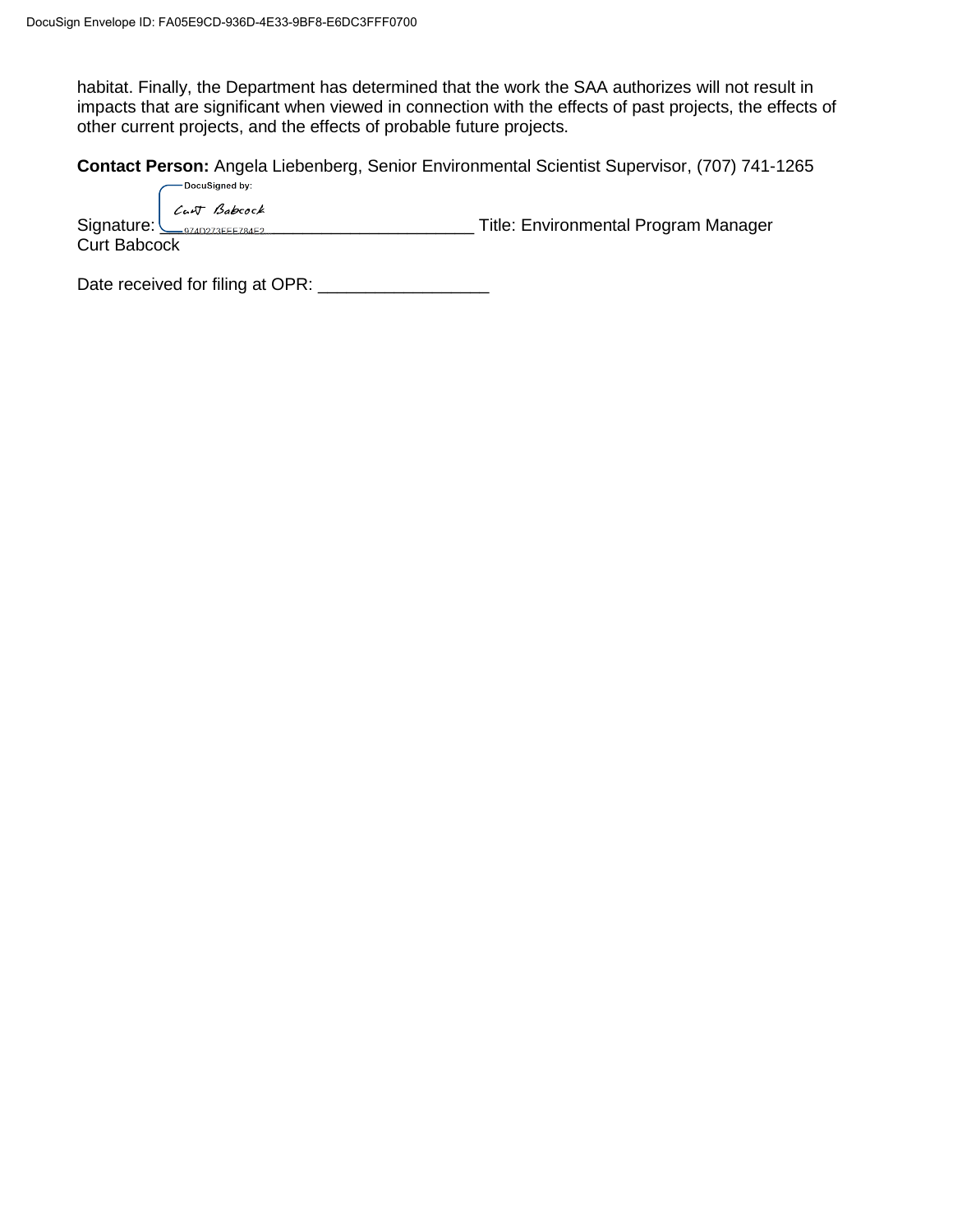habitat. Finally, the Department has determined that the work the SAA authorizes will not result in impacts that are significant when viewed in connection with the effects of past projects, the effects of other current projects, and the effects of probable future projects.

**Contact Person:** Angela Liebenberg, Senior Environmental Scientist Supervisor, (707) 741-1265

Signature: DocuSigned by: Curt Babcock 974D273EEE784E2... ______________________ Title: Environmental Program Manager
Curt Babcock

Date received for filing at OPR: __________________